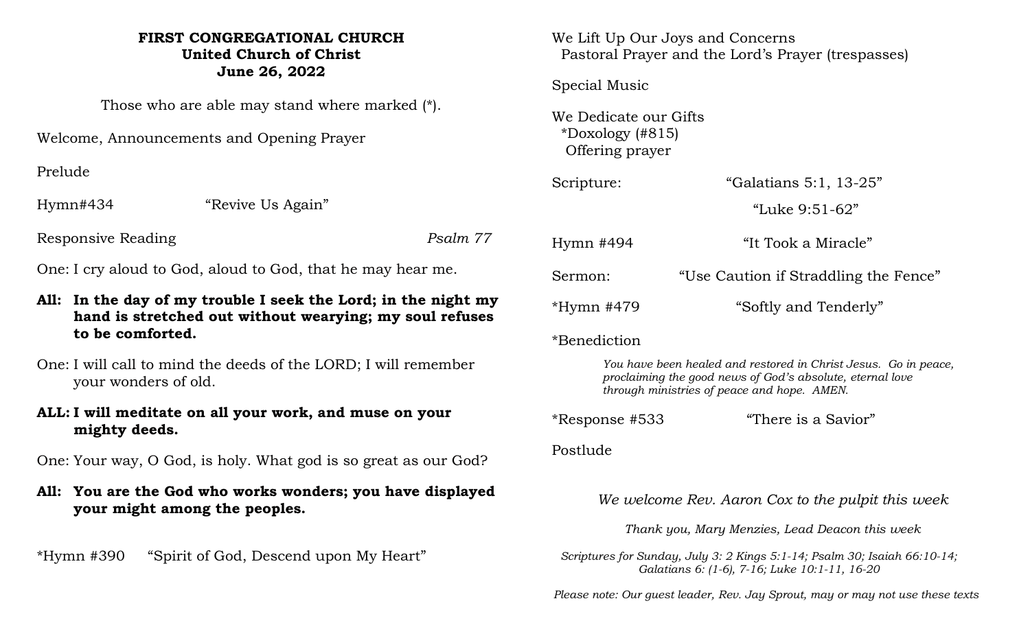**FIRST CONGREGATIONAL CHURCH**
**United Church of Christ**
**June 26, 2022**

Those who are able may stand where marked (*).

Welcome, Announcements and Opening Prayer

Prelude

Hymn#434 "Revive Us Again"

Responsive Reading *Psalm 77*

One: I cry aloud to God, aloud to God, that he may hear me.

**All: In the day of my trouble I seek the Lord; in the night my hand is stretched out without wearying; my soul refuses to be comforted.**

One: I will call to mind the deeds of the LORD; I will remember your wonders of old.

**ALL: I will meditate on all your work, and muse on your mighty deeds.**

One: Your way, O God, is holy. What god is so great as our God?

**All: You are the God who works wonders; you have displayed your might among the peoples.**

*Hymn #390 "Spirit of God, Descend upon My Heart"

We Lift Up Our Joys and Concerns
Pastoral Prayer and the Lord's Prayer (trespasses)

Special Music

We Dedicate our Gifts
*Doxology (#815)
Offering prayer

Scripture: "Galatians 5:1, 13-25"
"Luke 9:51-62"

Hymn #494 "It Took a Miracle"

Sermon: "Use Caution if Straddling the Fence"

*Hymn #479 "Softly and Tenderly"

*Benediction

*You have been healed and restored in Christ Jesus. Go in peace, proclaiming the good news of God's absolute, eternal love through ministries of peace and hope. AMEN.*

*Response #533 "There is a Savior"

Postlude

*We welcome Rev. Aaron Cox to the pulpit this week*

*Thank you, Mary Menzies, Lead Deacon this week*

*Scriptures for Sunday, July 3: 2 Kings 5:1-14; Psalm 30; Isaiah 66:10-14; Galatians 6: (1-6), 7-16; Luke 10:1-11, 16-20*

*Please note: Our guest leader, Rev. Jay Sprout, may or may not use these texts*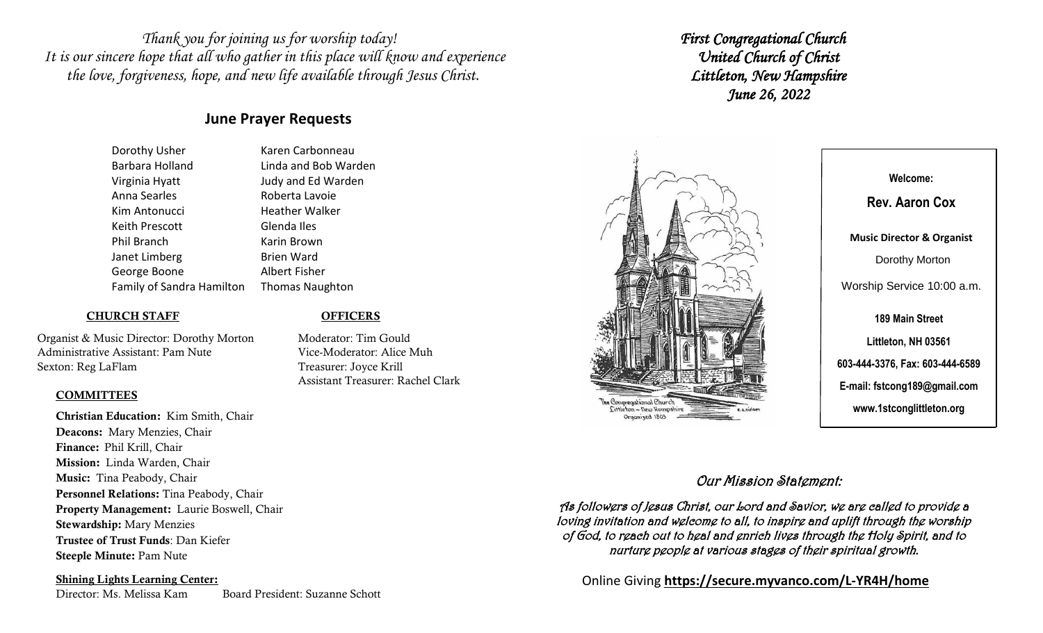*Thank you for joining us for worship today!*
*It is our sincere hope that all who gather in this place will know and experience the love, forgiveness, hope, and new life available through Jesus Christ.*

## June Prayer Requests

| | |
|---|---|
| Dorothy Usher | Karen Carbonneau |
| Barbara Holland | Linda and Bob Warden |
| Virginia Hyatt | Judy and Ed Warden |
| Anna Searles | Roberta Lavoie |
| Kim Antonucci | Heather Walker |
| Keith Prescott | Glenda Iles |
| Phil Branch | Karin Brown |
| Janet Limberg | Brien Ward |
| George Boone | Albert Fisher |
| Family of Sandra Hamilton | Thomas Naughton |

**CHURCH STAFF**

Organist & Music Director: Dorothy Morton
Administrative Assistant: Pam Nute
Sexton: Reg LaFlam

**OFFICERS**

Moderator: Tim Gould
Vice-Moderator: Alice Muh
Treasurer: Joyce Krill
Assistant Treasurer: Rachel Clark

**COMMITTEES**

**Christian Education:** Kim Smith, Chair
**Deacons:** Mary Menzies, Chair
**Finance:** Phil Krill, Chair
**Mission:** Linda Warden, Chair
**Music:** Tina Peabody, Chair
**Personnel Relations:** Tina Peabody, Chair
**Property Management:** Laurie Boswell, Chair
**Stewardship:** Mary Menzies
**Trustee of Trust Funds**: Dan Kiefer
**Steeple Minute:** Pam Nute

**Shining Lights Learning Center:**
Director: Ms. Melissa Kam    Board President: Suzanne Schott

# *First Congregational Church United Church of Christ Littleton, New Hampshire June 26, 2022*

The Congregational Church
Littleton ~ New Hampshire
Organized 1803

**Welcome:**

**Rev. Aaron Cox**

**Music Director & Organist**

Dorothy Morton

Worship Service 10:00 a.m.

**189 Main Street**

**Littleton, NH 03561**

**603-444-3376, Fax: 603-444-6589**

**E-mail: fstcong189@gmail.com**

**www.1stconglittleton.org**

## *Our Mission Statement:*

*As followers of Jesus Christ, our Lord and Savior, we are called to provide a loving invitation and welcome to all, to inspire and uplift through the worship of God, to reach out to heal and enrich lives through the Holy Spirit, and to nurture people at various stages of their spiritual growth.*

Online Giving **https://secure.myvanco.com/L-YR4H/home**